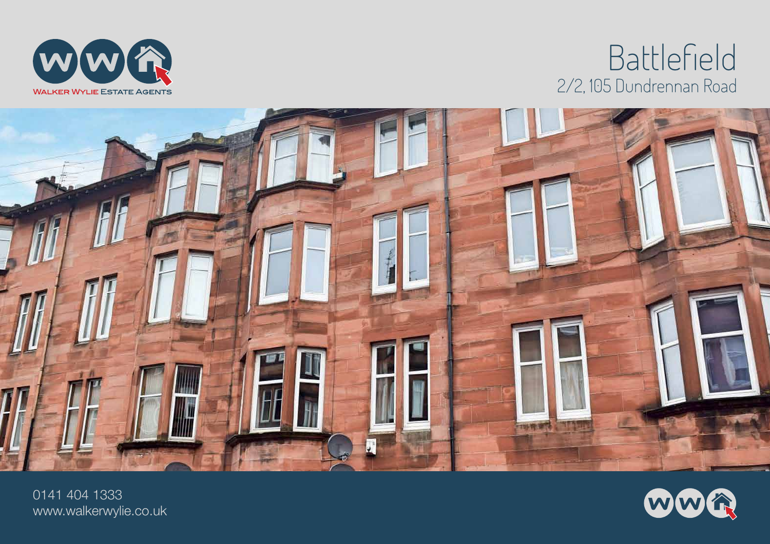WALKER WYLIE ESTATE AGENTS

# Battlefield

## 2/2, 105 Dundrennan Road

0141 404 1333
www.walkerwylie.co.uk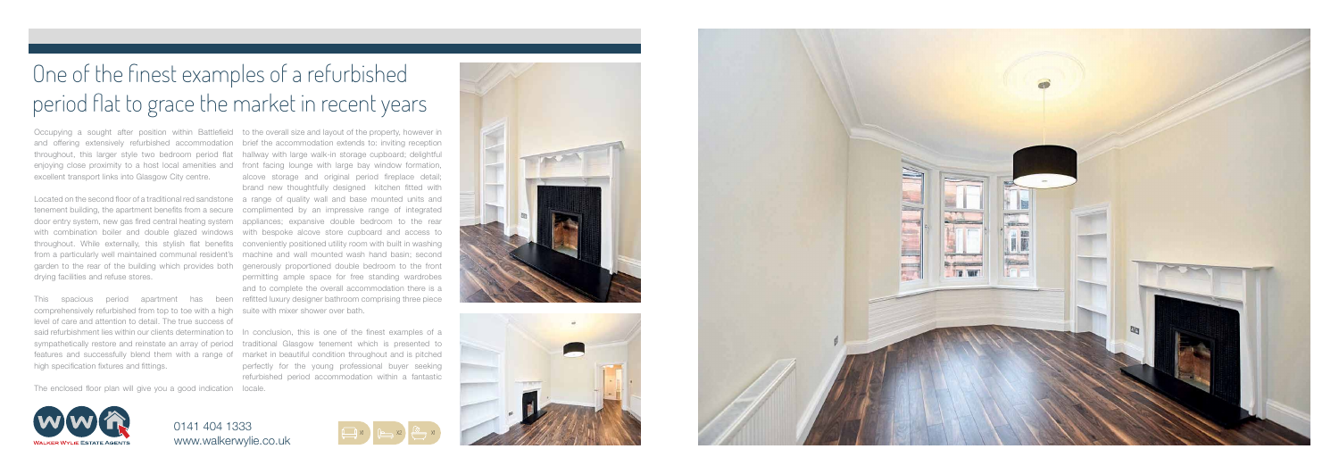# One of the finest examples of a refurbished period flat to grace the market in recent years

Occupying a sought after position within Battlefield and offering extensively refurbished accommodation throughout, this larger style two bedroom period flat enjoying close proximity to a host local amenities and excellent transport links into Glasgow City centre.

Located on the second floor of a traditional red sandstone tenement building, the apartment benefits from a secure door entry system, new gas fired central heating system with combination boiler and double glazed windows throughout. While externally, this stylish flat benefits from a particularly well maintained communal resident's garden to the rear of the building which provides both drying facilities and refuse stores.

This spacious period apartment has been comprehensively refurbished from top to toe with a high level of care and attention to detail. The true success of said refurbishment lies within our clients determination to sympathetically restore and reinstate an array of period features and successfully blend them with a range of high specification fixtures and fittings.

The enclosed floor plan will give you a good indication to the overall size and layout of the property, however in brief the accommodation extends to: inviting reception hallway with large walk-in storage cupboard; delightful front facing lounge with large bay window formation, alcove storage and original period fireplace detail; brand new thoughtfully designed kitchen fitted with a range of quality wall and base mounted units and complimented by an impressive range of integrated appliances; expansive double bedroom to the rear with bespoke alcove store cupboard and access to conveniently positioned utility room with built in washing machine and wall mounted wash hand basin; second generously proportioned double bedroom to the front permitting ample space for free standing wardrobes and to complete the overall accommodation there is a refitted luxury designer bathroom comprising three piece suite with mixer shower over bath.

In conclusion, this is one of the finest examples of a traditional Glasgow tenement which is presented to market in beautiful condition throughout and is pitched perfectly for the young professional buyer seeking refurbished period accommodation within a fantastic locale.

WALKER WYLIE ESTATE AGENTS

0141 404 1333
www.walkerwylie.co.uk

x1 x2 x1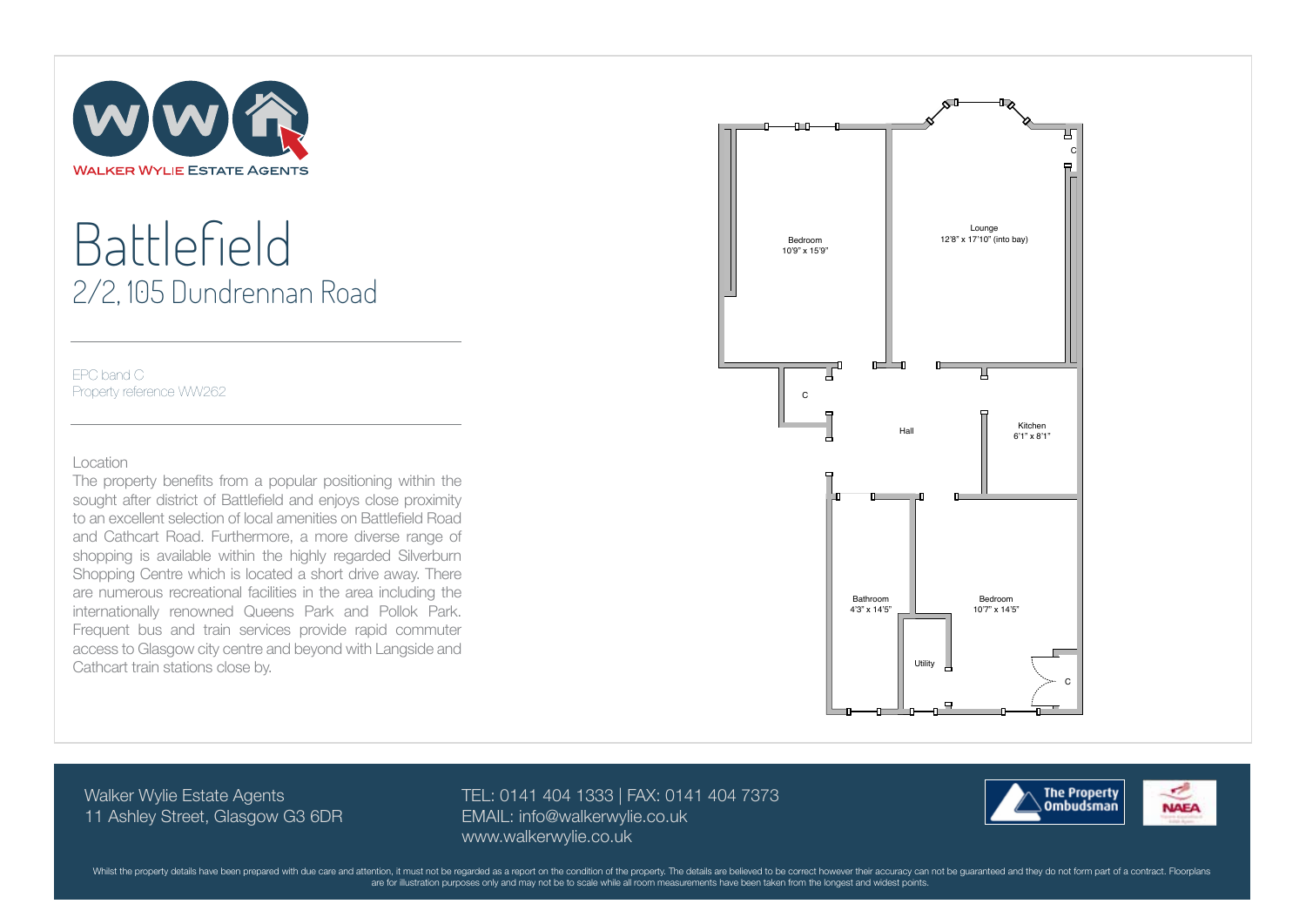WALKER WYLIE ESTATE AGENTS

# Battlefield

## 2/2, 105 Dundrennan Road

EPC band C
Property reference WW262

### Location

The property benefits from a popular positioning within the sought after district of Battlefield and enjoys close proximity to an excellent selection of local amenities on Battlefield Road and Cathcart Road. Furthermore, a more diverse range of shopping is available within the highly regarded Silverburn Shopping Centre which is located a short drive away. There are numerous recreational facilities in the area including the internationally renowned Queens Park and Pollok Park. Frequent bus and train services provide rapid commuter access to Glasgow city centre and beyond with Langside and Cathcart train stations close by.

Bedroom
10'9" x 15'9"

Lounge
12'8" x 17'10" (into bay)

C

C

Hall

Kitchen
6'1" x 8'1"

Bathroom
4'3" x 14'5"

Bedroom
10'7" x 14'5"

Utility

C

Walker Wylie Estate Agents
11 Ashley Street, Glasgow G3 6DR

TEL: 0141 404 1333 | FAX: 0141 404 7373
EMAIL: info@walkerwylie.co.uk
www.walkerwylie.co.uk

The Property Ombudsman

NAEA

Whilst the property details have been prepared with due care and attention, it must not be regarded as a report on the condition of the property. The details are believed to be correct however their accuracy can not be guaranteed and they do not form part of a contract. Floorplans are for illustration purposes only and may not be to scale while all room measurements have been taken from the longest and widest points.